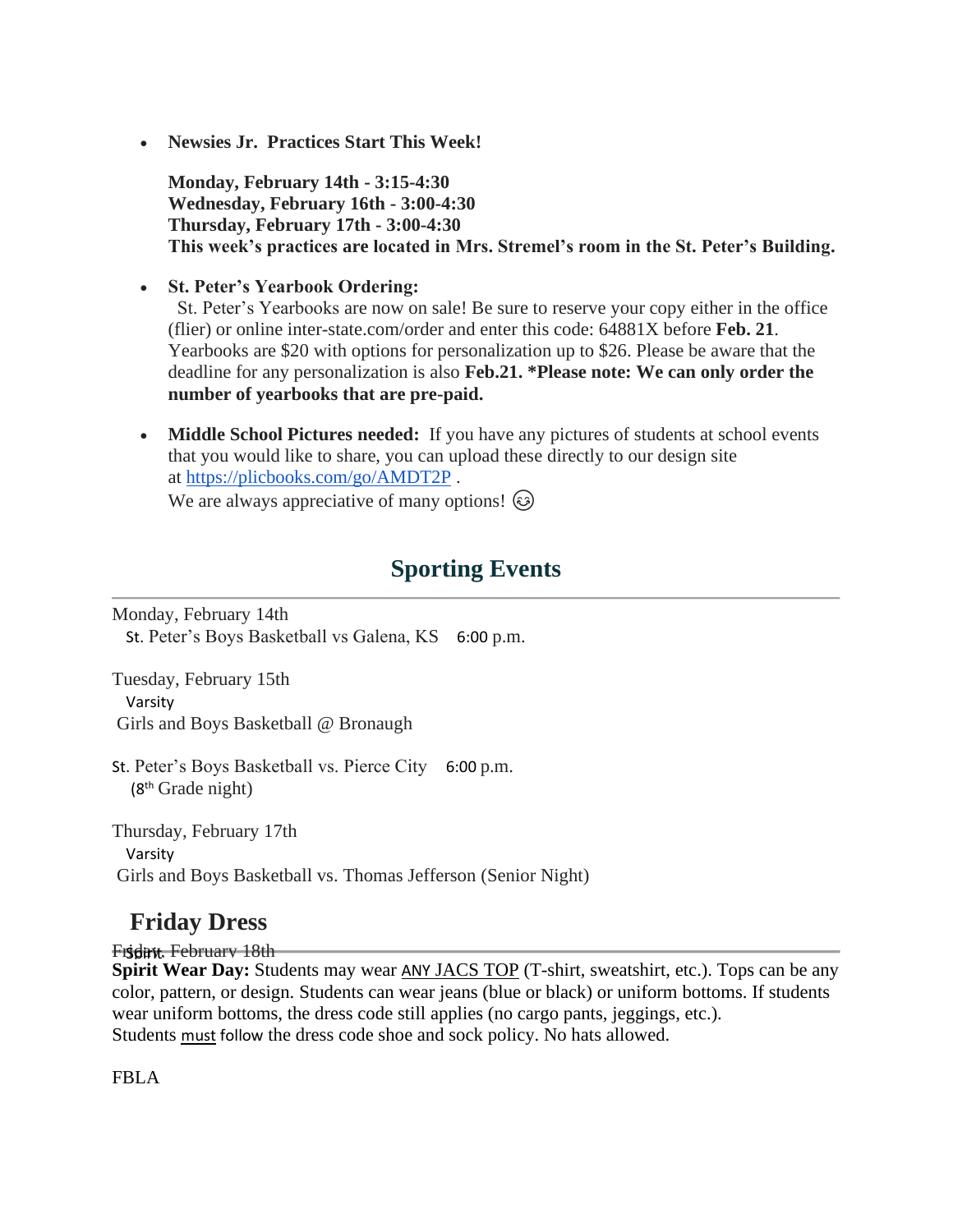- **Newsies Jr. Practices Start This Week!**

  **Monday, February 14th - 3:15-4:30**
  **Wednesday, February 16th - 3:00-4:30**
  **Thursday, February 17th - 3:00-4:30**
  **This week's practices are located in Mrs. Stremel's room in the St. Peter's Building.**

- **St. Peter's Yearbook Ordering:**
  St. Peter's Yearbooks are now on sale! Be sure to reserve your copy either in the office (flier) or online inter-state.com/order and enter this code: 64881X before **Feb. 21**. Yearbooks are $20 with options for personalization up to $26. Please be aware that the deadline for any personalization is also **Feb.21. *Please note: We can only order the number of yearbooks that are pre-paid.**

- **Middle School Pictures needed:** If you have any pictures of students at school events that you would like to share, you can upload these directly to our design site at [https://plicbooks.com/go/AMDT2P](https://plicbooks.com/go/AMDT2P) .
  We are always appreciative of many options! 😉

## Sporting Events

Monday, February 14th
St. Peter's Boys Basketball vs Galena, KS 6:00 p.m.

Tuesday, February 15th
Varsity
Girls and Boys Basketball @ Bronaugh

St. Peter's Boys Basketball vs. Pierce City 6:00 p.m.
(8th Grade night)

Thursday, February 17th
Varsity
Girls and Boys Basketball vs. Thomas Jefferson (Senior Night)

## Friday Dress

Friday, February 18th
Spirit

**Spirit Wear Day:** Students may wear ANY JACS TOP (T-shirt, sweatshirt, etc.). Tops can be any color, pattern, or design. Students can wear jeans (blue or black) or uniform bottoms. If students wear uniform bottoms, the dress code still applies (no cargo pants, jeggings, etc.). Students must follow the dress code shoe and sock policy. No hats allowed.

FBLA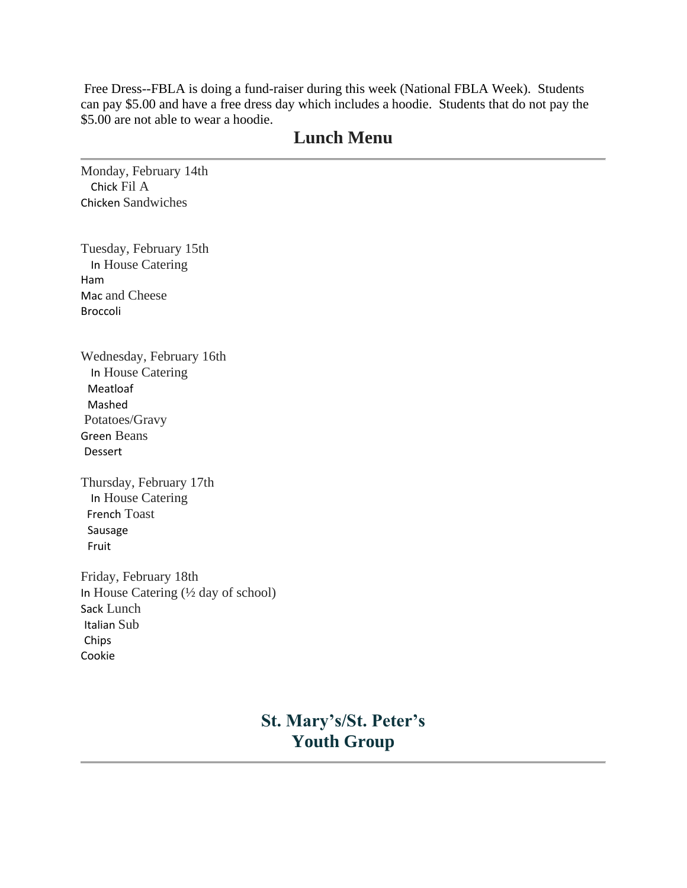Free Dress--FBLA is doing a fund-raiser during this week (National FBLA Week). Students can pay $5.00 and have a free dress day which includes a hoodie. Students that do not pay the $5.00 are not able to wear a hoodie.

## Lunch Menu

---

Monday, February 14th
Chick Fil A
Chicken Sandwiches

Tuesday, February 15th
In House Catering
Ham
Mac and Cheese
Broccoli

Wednesday, February 16th
In House Catering
Meatloaf
Mashed
Potatoes/Gravy
Green Beans
Dessert

Thursday, February 17th
In House Catering
French Toast
Sausage
Fruit

Friday, February 18th
In House Catering (½ day of school)
Sack Lunch
Italian Sub
Chips
Cookie

## St. Mary's/St. Peter's Youth Group

---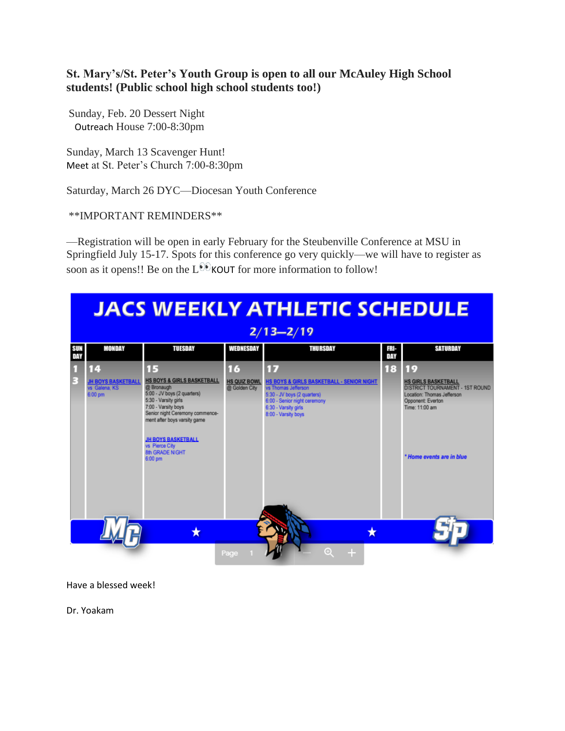**St. Mary's/St. Peter's Youth Group is open to all our McAuley High School students! (Public school high school students too!)**

Sunday, Feb. 20 Dessert Night
Outreach House 7:00-8:30pm

Sunday, March 13 Scavenger Hunt!
Meet at St. Peter's Church 7:00-8:30pm

Saturday, March 26 DYC—Diocesan Youth Conference

**IMPORTANT REMINDERS**

—Registration will be open in early February for the Steubenville Conference at MSU in Springfield July 15-17. Spots for this conference go very quickly—we will have to register as soon as it opens!! Be on the L👀KOUT for more information to follow!

# JACS WEEKLY ATHLETIC SCHEDULE

2/13—2/19

| SUNDAY | MONDAY | TUESDAY | WEDNESDAY | THURSDAY | FRIDAY | SATURDAY |
|---|---|---|---|---|---|---|
| 13 | 14<br>JH BOYS BASKETBALL<br>vs Galena, KS<br>6:00 pm | 15<br>HS BOYS & GIRLS BASKETBALL<br>@ Bronaugh<br>5:00 - JV boys (2 quarters)<br>5:30 - Varsity girls<br>7:00 - Varsity boys<br>Senior night Ceremony commencement after boys varsity game<br><br>JH BOYS BASKETBALL<br>vs Pierce City<br>8th GRADE NIGHT<br>6:00 pm | 16<br>HS QUIZ BOWL<br>@ Golden City | 17<br>HS BOYS & GIRLS BASKETBALL - SENIOR NIGHT<br>vs Thomas Jefferson<br>5:30 - JV boys (2 quarters)<br>6:00 - Senior night ceremony<br>6:30 - Varsity girls<br>8:00 - Varsity boys | 18 | 19<br>HS GIRLS BASKETBALL<br>DISTRICT TOURNAMENT - 1ST ROUND<br>Location: Thomas Jefferson<br>Opponent: Everton<br>Time: 11:00 am<br><br>* Home events are in blue |

Have a blessed week!

Dr. Yoakam